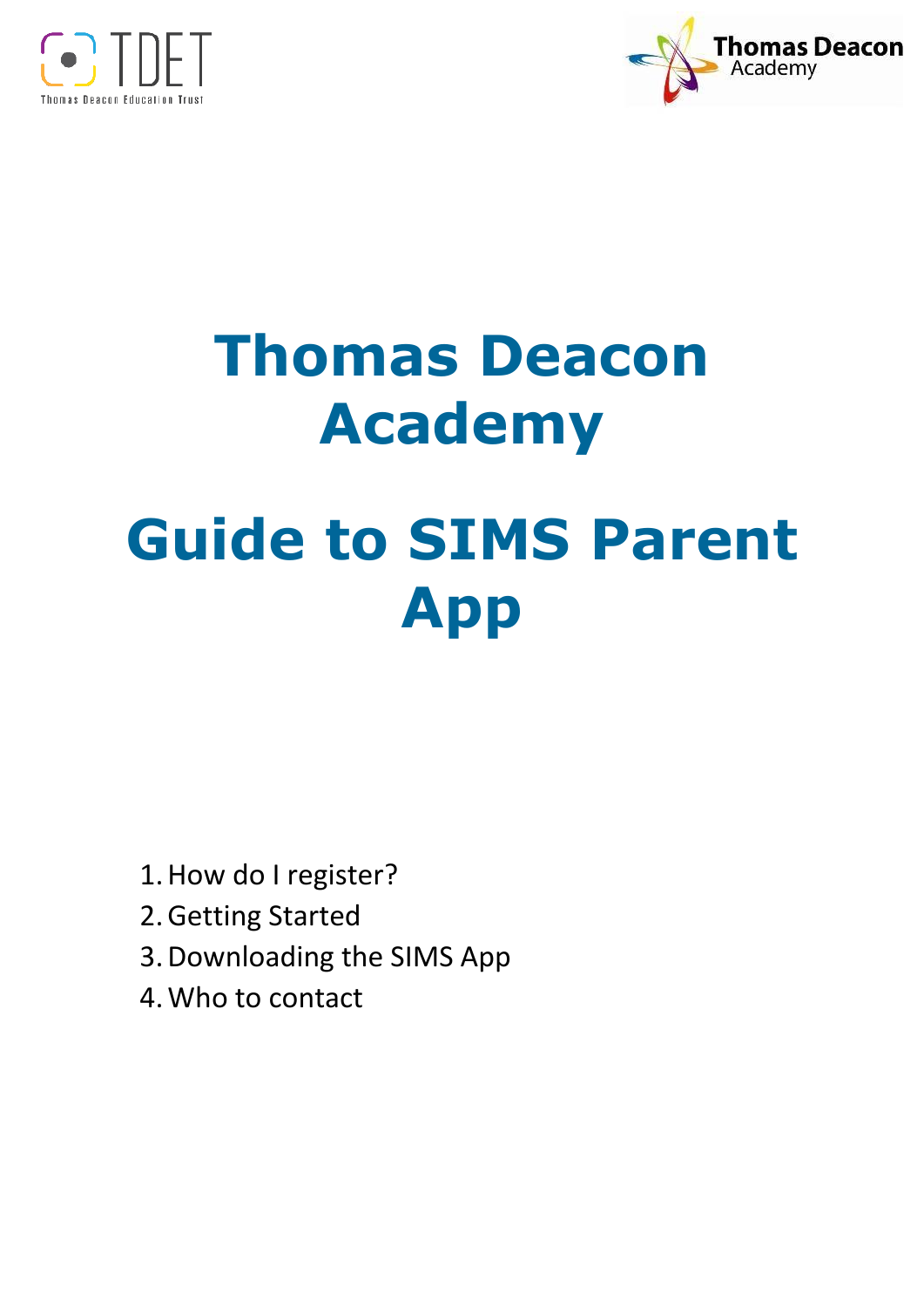# Thomas Deacon Academy

# Guide to SIMS Parent App

1. How do I register?
2. Getting Started
3. Downloading the SIMS App
4. Who to contact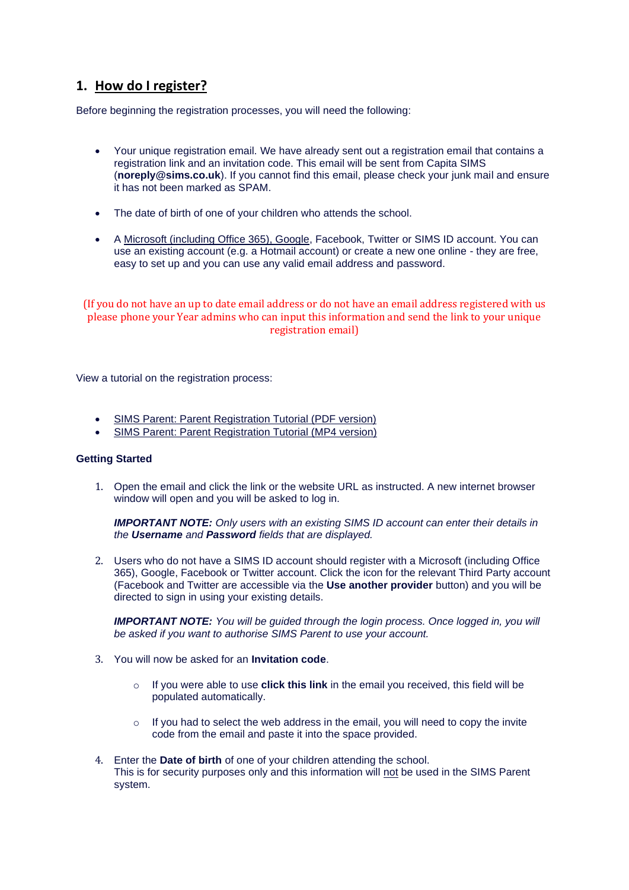## 1. How do I register?

Before beginning the registration processes, you will need the following:

- Your unique registration email. We have already sent out a registration email that contains a registration link and an invitation code. This email will be sent from Capita SIMS (**noreply@sims.co.uk**). If you cannot find this email, please check your junk mail and ensure it has not been marked as SPAM.
- The date of birth of one of your children who attends the school.
- A Microsoft (including Office 365), Google, Facebook, Twitter or SIMS ID account. You can use an existing account (e.g. a Hotmail account) or create a new one online - they are free, easy to set up and you can use any valid email address and password.

(If you do not have an up to date email address or do not have an email address registered with us please phone your Year admins who can input this information and send the link to your unique registration email)

View a tutorial on the registration process:

- SIMS Parent: Parent Registration Tutorial (PDF version)
- SIMS Parent: Parent Registration Tutorial (MP4 version)

**Getting Started**

1. Open the email and click the link or the website URL as instructed. A new internet browser window will open and you will be asked to log in.

   ***IMPORTANT NOTE:*** *Only users with an existing SIMS ID account can enter their details in the* ***Username*** *and* ***Password*** *fields that are displayed.*

2. Users who do not have a SIMS ID account should register with a Microsoft (including Office 365), Google, Facebook or Twitter account. Click the icon for the relevant Third Party account (Facebook and Twitter are accessible via the **Use another provider** button) and you will be directed to sign in using your existing details.

   ***IMPORTANT NOTE:*** *You will be guided through the login process. Once logged in, you will be asked if you want to authorise SIMS Parent to use your account.*

3. You will now be asked for an **Invitation code**.

   - If you were able to use **click this link** in the email you received, this field will be populated automatically.
   - If you had to select the web address in the email, you will need to copy the invite code from the email and paste it into the space provided.

4. Enter the **Date of birth** of one of your children attending the school.
   This is for security purposes only and this information will not be used in the SIMS Parent system.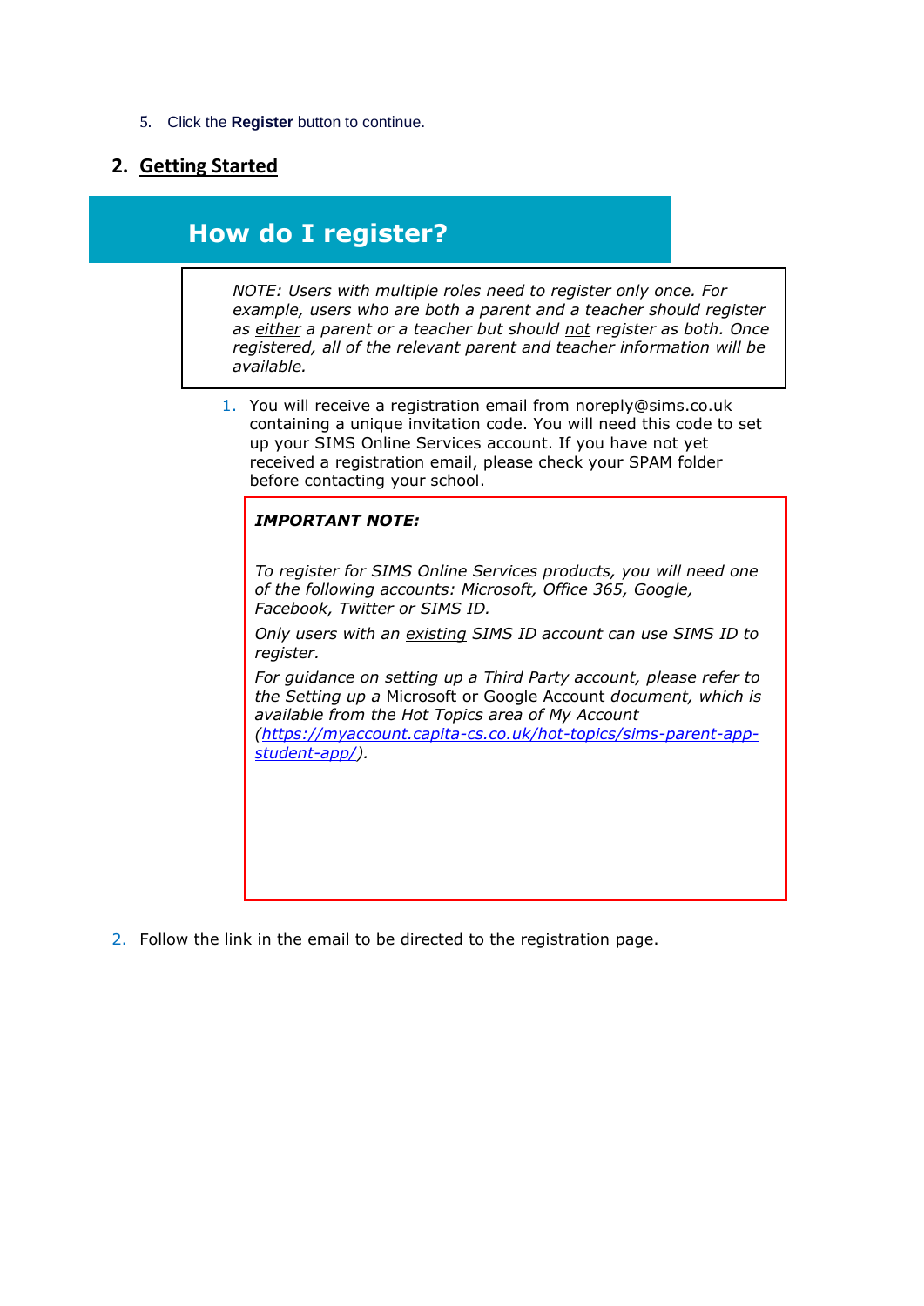5. Click the **Register** button to continue.

## 2. Getting Started

# How do I register?

> *NOTE: Users with multiple roles need to register only once. For example, users who are both a parent and a teacher should register as either a parent or a teacher but should not register as both. Once registered, all of the relevant parent and teacher information will be available.*

1. You will receive a registration email from noreply@sims.co.uk containing a unique invitation code. You will need this code to set up your SIMS Online Services account. If you have not yet received a registration email, please check your SPAM folder before contacting your school.

> ***IMPORTANT NOTE:***
>
> *To register for SIMS Online Services products, you will need one of the following accounts: Microsoft, Office 365, Google, Facebook, Twitter or SIMS ID.*
>
> *Only users with an existing SIMS ID account can use SIMS ID to register.*
>
> *For guidance on setting up a Third Party account, please refer to the Setting up a* Microsoft or Google Account *document, which is available from the Hot Topics area of My Account (https://myaccount.capita-cs.co.uk/hot-topics/sims-parent-app-student-app/).*

2. Follow the link in the email to be directed to the registration page.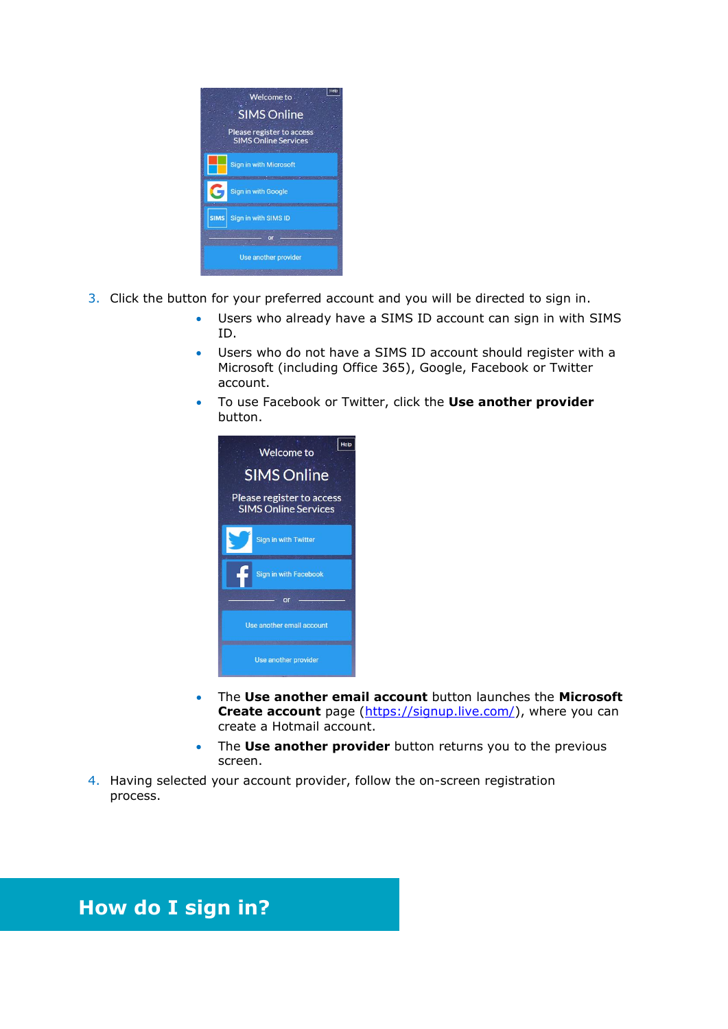3. Click the button for your preferred account and you will be directed to sign in.
    - Users who already have a SIMS ID account can sign in with SIMS ID.
    - Users who do not have a SIMS ID account should register with a Microsoft (including Office 365), Google, Facebook or Twitter account.
    - To use Facebook or Twitter, click the **Use another provider** button.
    - The **Use another email account** button launches the **Microsoft Create account** page (https://signup.live.com/), where you can create a Hotmail account.
    - The **Use another provider** button returns you to the previous screen.
4. Having selected your account provider, follow the on-screen registration process.

## How do I sign in?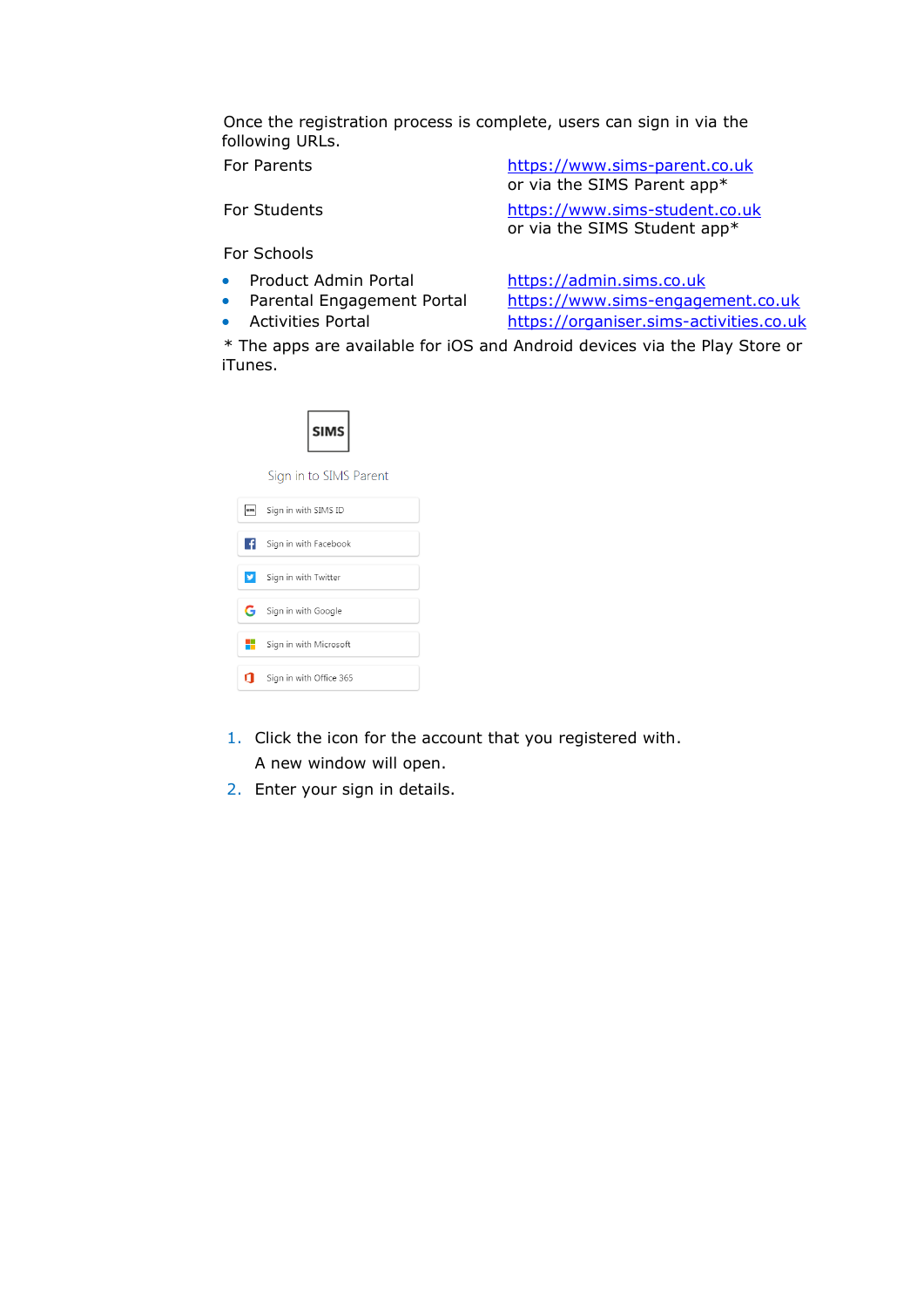Once the registration process is complete, users can sign in via the following URLs.

| | |
|---|---|
| For Parents | https://www.sims-parent.co.uk or via the SIMS Parent app* |
| For Students | https://www.sims-student.co.uk or via the SIMS Student app* |

For Schools

- Product Admin Portal — https://admin.sims.co.uk
- Parental Engagement Portal — https://www.sims-engagement.co.uk
- Activities Portal — https://organiser.sims-activities.co.uk

* The apps are available for iOS and Android devices via the Play Store or iTunes.

SIMS

Sign in to SIMS Parent

- Sign in with SIMS ID
- Sign in with Facebook
- Sign in with Twitter
- Sign in with Google
- Sign in with Microsoft
- Sign in with Office 365

1. Click the icon for the account that you registered with.
   A new window will open.
2. Enter your sign in details.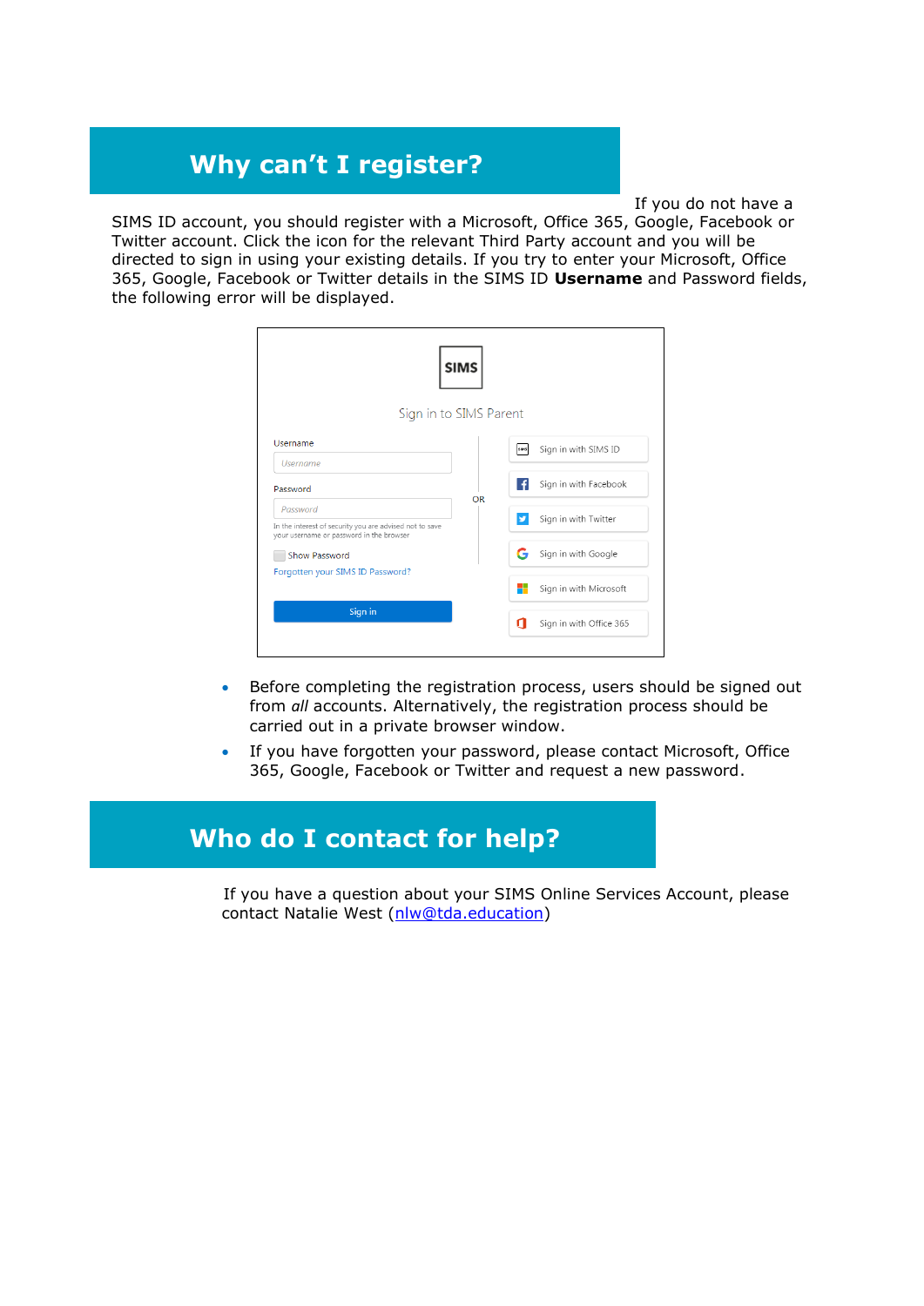# Why can't I register?

If you do not have a SIMS ID account, you should register with a Microsoft, Office 365, Google, Facebook or Twitter account. Click the icon for the relevant Third Party account and you will be directed to sign in using your existing details. If you try to enter your Microsoft, Office 365, Google, Facebook or Twitter details in the SIMS ID **Username** and Password fields, the following error will be displayed.

- Before completing the registration process, users should be signed out from *all* accounts. Alternatively, the registration process should be carried out in a private browser window.
- If you have forgotten your password, please contact Microsoft, Office 365, Google, Facebook or Twitter and request a new password.

# Who do I contact for help?

If you have a question about your SIMS Online Services Account, please contact Natalie West (nlw@tda.education)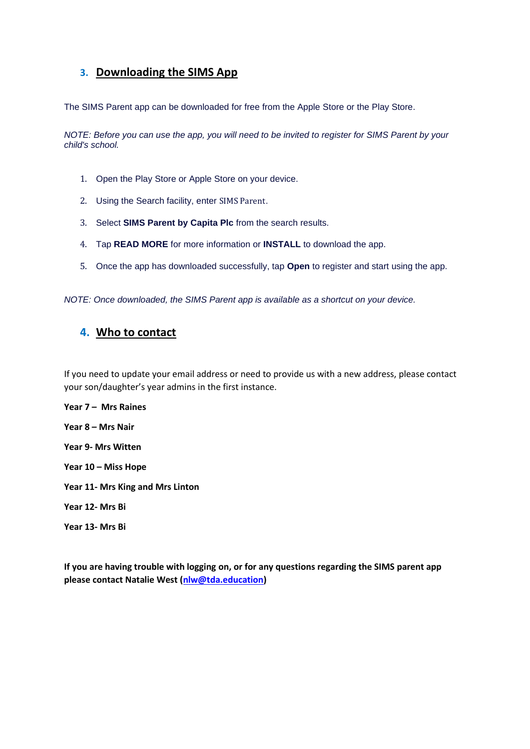## 3. Downloading the SIMS App

The SIMS Parent app can be downloaded for free from the Apple Store or the Play Store.

*NOTE: Before you can use the app, you will need to be invited to register for SIMS Parent by your child's school.*

1. Open the Play Store or Apple Store on your device.
2. Using the Search facility, enter SIMS Parent.
3. Select **SIMS Parent by Capita Plc** from the search results.
4. Tap **READ MORE** for more information or **INSTALL** to download the app.
5. Once the app has downloaded successfully, tap **Open** to register and start using the app.

*NOTE: Once downloaded, the SIMS Parent app is available as a shortcut on your device.*

## 4. Who to contact

If you need to update your email address or need to provide us with a new address, please contact your son/daughter's year admins in the first instance.

**Year 7 – Mrs Raines**

**Year 8 – Mrs Nair**

**Year 9- Mrs Witten**

**Year 10 – Miss Hope**

**Year 11- Mrs King and Mrs Linton**

**Year 12- Mrs Bi**

**Year 13- Mrs Bi**

**If you are having trouble with logging on, or for any questions regarding the SIMS parent app please contact Natalie West (nlw@tda.education)**